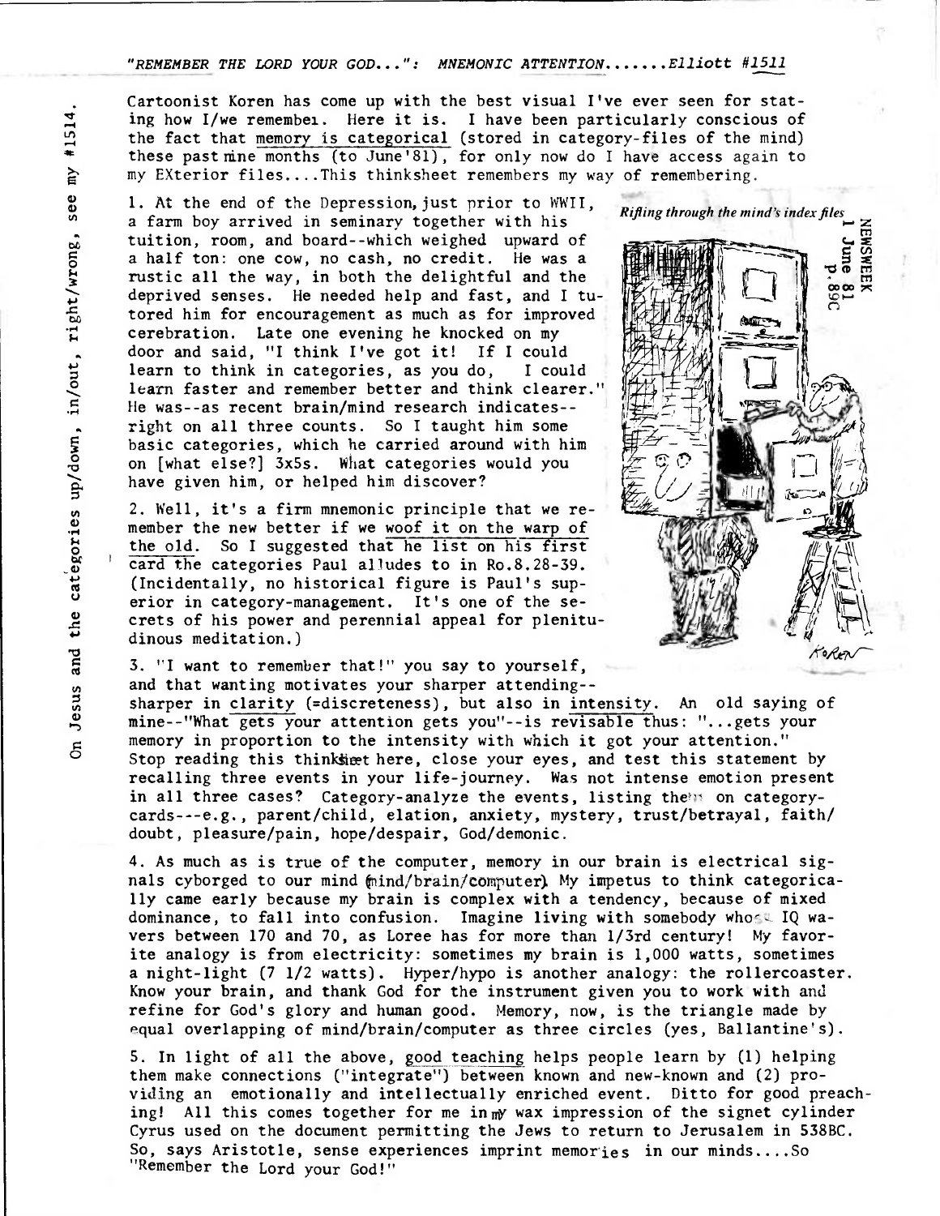"REMEMBER THE LORD YOUR GOD...": MNEMONIC ATTENTION.......Elliott #1511

On Jesus and the categories up/down, in/out, right/wrong, see my #1514.

Cartoonist Koren has come up with the best visual I've ever seen for stating how I/we remember. Here it is. I have been particularly conscious of the fact that memory is categorical (stored in category-files of the mind) these past nine months (to June'81), for only now do I have access again to my EXterior files....This thinksheet remembers my way of remembering.

*Rifling through the mind's index files*

NEWSWEEK 1 June 81 p.89C

1. At the end of the Depression, just prior to WWII, a farm boy arrived in seminary together with his tuition, room, and board--which weighed upward of a half ton: one cow, no cash, no credit. He was a rustic all the way, in both the delightful and the deprived senses. He needed help and fast, and I tutored him for encouragement as much as for improved cerebration. Late one evening he knocked on my door and said, "I think I've got it! If I could learn to think in categories, as you do, I could learn faster and remember better and think clearer." He was--as recent brain/mind research indicates--right on all three counts. So I taught him some basic categories, which he carried around with him on [what else?] 3x5s. What categories would you have given him, or helped him discover?

2. Well, it's a firm mnemonic principle that we remember the new better if we woof it on the warp of the old. So I suggested that he list on his first card the categories Paul alludes to in Ro.8.28-39. (Incidentally, no historical figure is Paul's superior in category-management. It's one of the secrets of his power and perennial appeal for plenitudinous meditation.)

3. "I want to remember that!" you say to yourself, and that wanting motivates your sharper attending--sharper in clarity (=discreteness), but also in intensity. An old saying of mine--"What gets your attention gets you"--is revisable thus: "...gets your memory in proportion to the intensity with which it got your attention." Stop reading this thinksheet here, close your eyes, and test this statement by recalling three events in your life-journey. Was not intense emotion present in all three cases? Category-analyze the events, listing them on category-cards---e.g., parent/child, elation, anxiety, mystery, trust/betrayal, faith/doubt, pleasure/pain, hope/despair, God/demonic.

4. As much as is true of the computer, memory in our brain is electrical signals cyborged to our mind (mind/brain/computer). My impetus to think categorically came early because my brain is complex with a tendency, because of mixed dominance, to fall into confusion. Imagine living with somebody whose IQ wavers between 170 and 70, as Loree has for more than 1/3rd century! My favorite analogy is from electricity: sometimes my brain is 1,000 watts, sometimes a night-light (7 1/2 watts). Hyper/hypo is another analogy: the rollercoaster. Know your brain, and thank God for the instrument given you to work with and refine for God's glory and human good. Memory, now, is the triangle made by equal overlapping of mind/brain/computer as three circles (yes, Ballantine's).

5. In light of all the above, good teaching helps people learn by (1) helping them make connections ("integrate") between known and new-known and (2) providing an emotionally and intellectually enriched event. Ditto for good preaching! All this comes together for me in my wax impression of the signet cylinder Cyrus used on the document permitting the Jews to return to Jerusalem in 538BC. So, says Aristotle, sense experiences imprint memories in our minds....So "Remember the Lord your God!"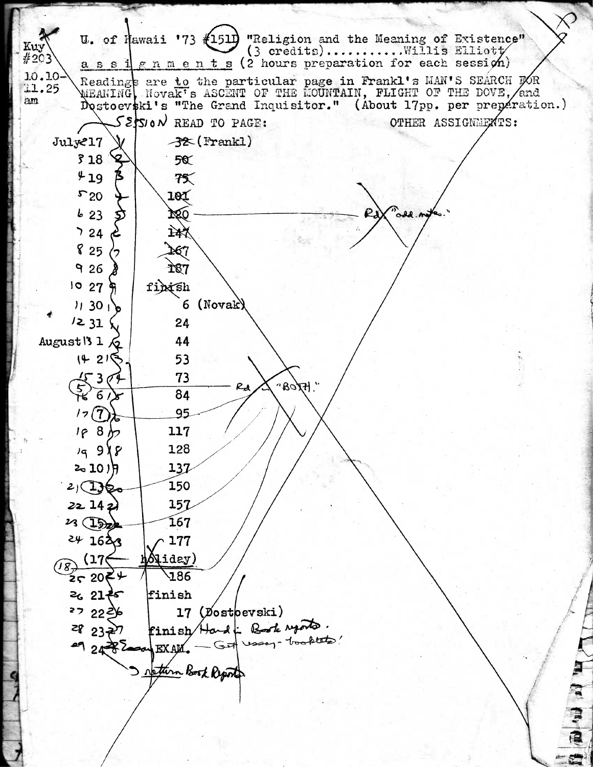Kuy
#203
10.10-
11.25
am

U. of Hawaii '73 #151D "Religion and the Meaning of Existence" (3 credits)..........Willis Elliott

a s s i g n m e n t s (2 hours preparation for each session)

Readings are to the particular page in Frankl's MAN'S SEARCH FOR MEANING, Novak's ASCENT OF THE MOUNTAIN, FLIGHT OF THE DOVE, and Dostoevski's "The Grand Inquisitor." (About 17pp. per preparation.)

| | SESSION | READ TO PAGE: | OTHER ASSIGNMENTS: |
|---|---|---|---|
| July 17 | 1 | 32 (Frankl) | |
| 18 | 2 | 50 | |
| 19 | 3 | 75 | |
| 20 | 4 | 101 | |
| 23 | 5 | 120 | Rd "add. notes." |
| 24 | 6 | 147 | |
| 25 | 7 | 167 | |
| 26 | 8 | 187 | |
| 27 | 9 | finish | |
| 30 | 10 | 6 (Novak) | |
| 31 | 11 | 24 | |
| August 1 | 12 | 44 | |
| 2 | 13 | 53 | |
| 3 | 14 | 73 | Rd "BOTH." |
| 6 | 15 | 84 | |
| 7 | 16 | 95 | |
| 8 | 17 | 117 | |
| 9 | 18 | 128 | |
| 10 | 19 | 137 | |
| 13 | 20 | 150 | |
| 14 | 21 | 157 | |
| 15 | 22 | 167 | |
| 16 | 23 | 177 | |
| (17 | | holiday) | |
| 20 | 24 | 186 | |
| 21 | 25 | finish | |
| 22 | 26 | 17 (Dostoevski) | |
| 23 | 27 | finish | Hand in Book reports. |
| 24 | 28 | Essay EXAM. | Get essay-booklets! |

return Book Reports